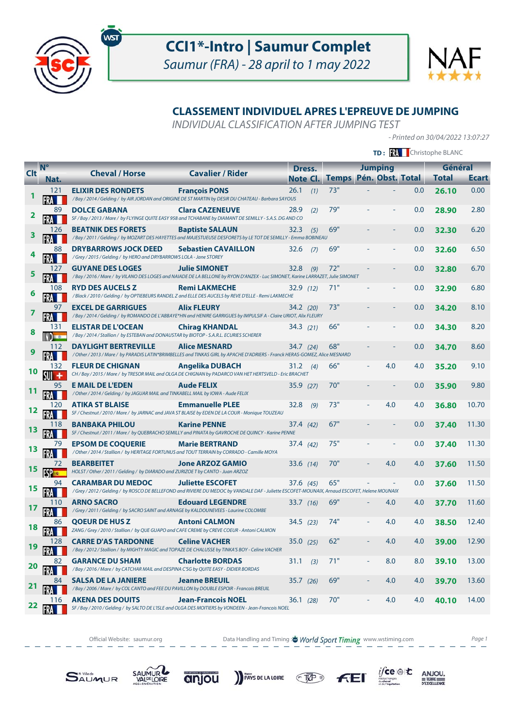# CCI1*-Intro | Saumur Complet

*Saumur (FRA) - 28 april to 1 may 2022*

## CLASSEMENT INDIVIDUEL APRES L'EPREUVE DE JUMPING

*INDIVIDUAL CLASSIFICATION AFTER JUMPING TEST*

*- Printed on 30/04/2022 13:07:27*

**TD :** FRA Christophe BLANC

| Clt | N° Nat. | Cheval / Horse | Cavalier / Rider | Dress. Note | Dress. Cl. | Jumping Temps | Jumping Pén. | Jumping Obst. | Jumping Total | Général Total | Général Ecart |
|---|---|---|---|---|---|---|---|---|---|---|---|
| 1 | 121 FRA | **ELIXIR DES RONDETS** /Bay/2014/Gelding/ by AIR JORDAN and ORIGINE DE ST MARTIN by DESIR DU CHATEAU - Barbara SAYOUS | **François PONS** | 26.1 | (1) | 73" | - | - | 0.0 | **26.10** | 0.00 |
| 2 | 89 FRA | **DOLCE GABANA** SF/Bay/2013/Mare/ by FLYINGE QUITE EASY 958 and TCHABANE by DIAMANT DE SEMILLY - S.A.S. DG AND CO | **Clara CAZENEUVE** | 28.9 | (2) | 79" | - | - | 0.0 | **28.90** | 2.80 |
| 3 | 126 FRA | **BEATNIK DES FORETS** /Bay/2011/Gelding/ by MOZART DES HAYETTES and MAJESTUEUSE DESFORETS by LE TOT DE SEMILLY - Emma BOBINEAU | **Baptiste SALAUN** | 32.3 | (5) | 69" | - | - | 0.0 | **32.30** | 6.20 |
| 4 | 88 FRA | **DRYBARROWS JOCK DEED** /Grey/2015/Gelding/ by HERO and DRYBARROWS LOLA - Jane STOREY | **Sebastien CAVAILLON** | 32.6 | (7) | 69" | - | - | 0.0 | **32.60** | 6.50 |
| 5 | 127 FRA | **GUYANE DES LOGES** /Bay/2016/Mare/ by VILANO DES LOGES and NAIADE DE LA BELLONE by RYON D'ANZEX - Luc SIMONET, Karine LARRAZET, Julie SIMONET | **Julie SIMONET** | 32.8 | (9) | 72" | - | - | 0.0 | **32.80** | 6.70 |
| 6 | 108 FRA | **RYD DES AUCELS Z** /Black/2010/Gelding/ by OPTIEBEURS RANDEL Z and ELLE DES AUCELS by REVE D'ELLE - Remi LAKMECHE | **Remi LAKMECHE** | 32.9 | (12) | 71" | - | - | 0.0 | **32.90** | 6.80 |
| 7 | 97 FRA | **EXCEL DE GARRIGUES** /Bay/2014/Gelding/ by ROMANDO DE L'ABBAYE*HN and HENIRE GARRIGUES by IMPULSIF A - Claire URIOT, Alix FLEURY | **Alix FLEURY** | 34.2 | (20) | 73" | - | - | 0.0 | **34.20** | 8.10 |
| 8 | 131 IND | **ELISTAR DE L'OCEAN** /Bay/2014/Stallion/ by ESTEBAN and DONAUSTAR by BIOTOP - S.A.R.L. ECURIES SCHERER | **Chirag KHANDAL** | 34.3 | (21) | 66" | - | - | 0.0 | **34.30** | 8.20 |
| 9 | 112 FRA | **DAYLIGHT BERTREVILLE** /Other/2013/Mare/ by PARADIS LATIN*BRIMBELLES and TINKAS GIRL by APACHE D'ADRIERS - Franck HERAS-GOMEZ, Alice MESNARD | **Alice MESNARD** | 34.7 | (24) | 68" | - | - | 0.0 | **34.70** | 8.60 |
| 10 | 132 SUI | **FLEUR DE CHIGNAN** CH/Bay/2015/Mare/ by TRESOR MAIL and OLGA DE CHIGNAN by PADARCO VAN HET HERTSVELD - Eric BRACHET | **Angelika DUBACH** | 31.2 | (4) | 66" | - | 4.0 | 4.0 | **35.20** | 9.10 |
| 11 | 95 FRA | **E MAIL DE L'EDEN** /Other/2014/Gelding/ by JAGUAR MAIL and TINKABELL MAIL by IOWA - Aude FELIX | **Aude FELIX** | 35.9 | (27) | 70" | - | - | 0.0 | **35.90** | 9.80 |
| 12 | 120 FRA | **ATIKA ST BLAISE** SF/Chestnut/2010/Mare/ by JARNAC and JAVA ST BLAISE by EDEN DE LA COUR - Monique TOUZEAU | **Emmanuelle PLEE** | 32.8 | (9) | 73" | - | 4.0 | 4.0 | **36.80** | 10.70 |
| 13 | 118 FRA | **BANBAKA PHILOU** SF/Chestnut/2011/Mare/ by QUEBRACHO SEMILLY and PINATA by GAVROCHE DE QUINCY - Karine PENNE | **Karine PENNE** | 37.4 | (42) | 67" | - | - | 0.0 | **37.40** | 11.30 |
| 13 | 79 FRA | **EPSOM DE COQUERIE** /Other/2014/Stallion/ by HERITAGE FORTUNUS and TOUT TERRAIN by CORRADO - Camille MOYA | **Marie BERTRAND** | 37.4 | (42) | 75" | - | - | 0.0 | **37.40** | 11.30 |
| 15 | 72 ESP | **BEARBEITET** HOLST/Other/2011/Gelding/ by DIARADO and ZURIZOE T by CANTO - Juan ARZOZ | **Jone ARZOZ GAMIO** | 33.6 | (14) | 70" | - | 4.0 | 4.0 | **37.60** | 11.50 |
| 15 | 94 FRA | **CARAMBAR DU MEDOC** /Grey/2012/Gelding/ by ROSCO DE BELLEFOND and RIVIERE DU MEDOC by VANDALE DAF - Juliette ESCOFET-MOUNAIX, Arnaud ESCOFET, Helene MOUNAIX | **Juliette ESCOFET** | 37.6 | (45) | 65" | - | - | 0.0 | **37.60** | 11.50 |
| 17 | 110 FRA | **ARNO SACRO** /Grey/2011/Gelding/ by SACRO SAINT and ARNAGE by KALDOUNEVEES - Laurine COLOMBE | **Edouard LEGENDRE** | 33.7 | (16) | 69" | - | 4.0 | 4.0 | **37.70** | 11.60 |
| 18 | 86 FRA | **QOEUR DE HUS Z** ZANG/Grey/2010/Stallion/ by QUE GUAPO and CAFE CREME by CREVE COEUR - Antoni CALMON | **Antoni CALMON** | 34.5 | (23) | 74" | - | 4.0 | 4.0 | **38.50** | 12.40 |
| 19 | 128 FRA | **CARRE D'AS TARDONNE** /Bay/2012/Stallion/ by MIGHTY MAGIC and TOPAZE DE CHALUSSE by TINKA'S BOY - Celine VACHER | **Celine VACHER** | 35.0 | (25) | 62" | - | 4.0 | 4.0 | **39.00** | 12.90 |
| 20 | 82 FRA | **GARANCE DU SHAM** /Bay/2016/Mare/ by CATCHAR MAIL and DESPINA C'SG by QUITE EASY - DIDIER BORDAS | **Charlotte BORDAS** | 31.1 | (3) | 71" | - | 8.0 | 8.0 | **39.10** | 13.00 |
| 21 | 84 FRA | **SALSA DE LA JANIERE** /Bay/2006/Mare/ by COL CANTO and FEE DU PAVILLON by DOUBLE ESPOIR - Francois BREUIL | **Jeanne BREUIL** | 35.7 | (26) | 69" | - | 4.0 | 4.0 | **39.70** | 13.60 |
| 22 | 116 FRA | **AKENA DES DOUITS** SF/Bay/2010/Gelding/ by SALTO DE L'ISLE and OLGA DES MOITIERS by VONDEEN - Jean-Francois NOEL | **Jean-Francois NOEL** | 36.1 | (28) | 70" | - | 4.0 | 4.0 | **40.10** | 14.00 |

Official Website: saumur.org — Data Handling and Timing : World Sport Timing www.wstiming.com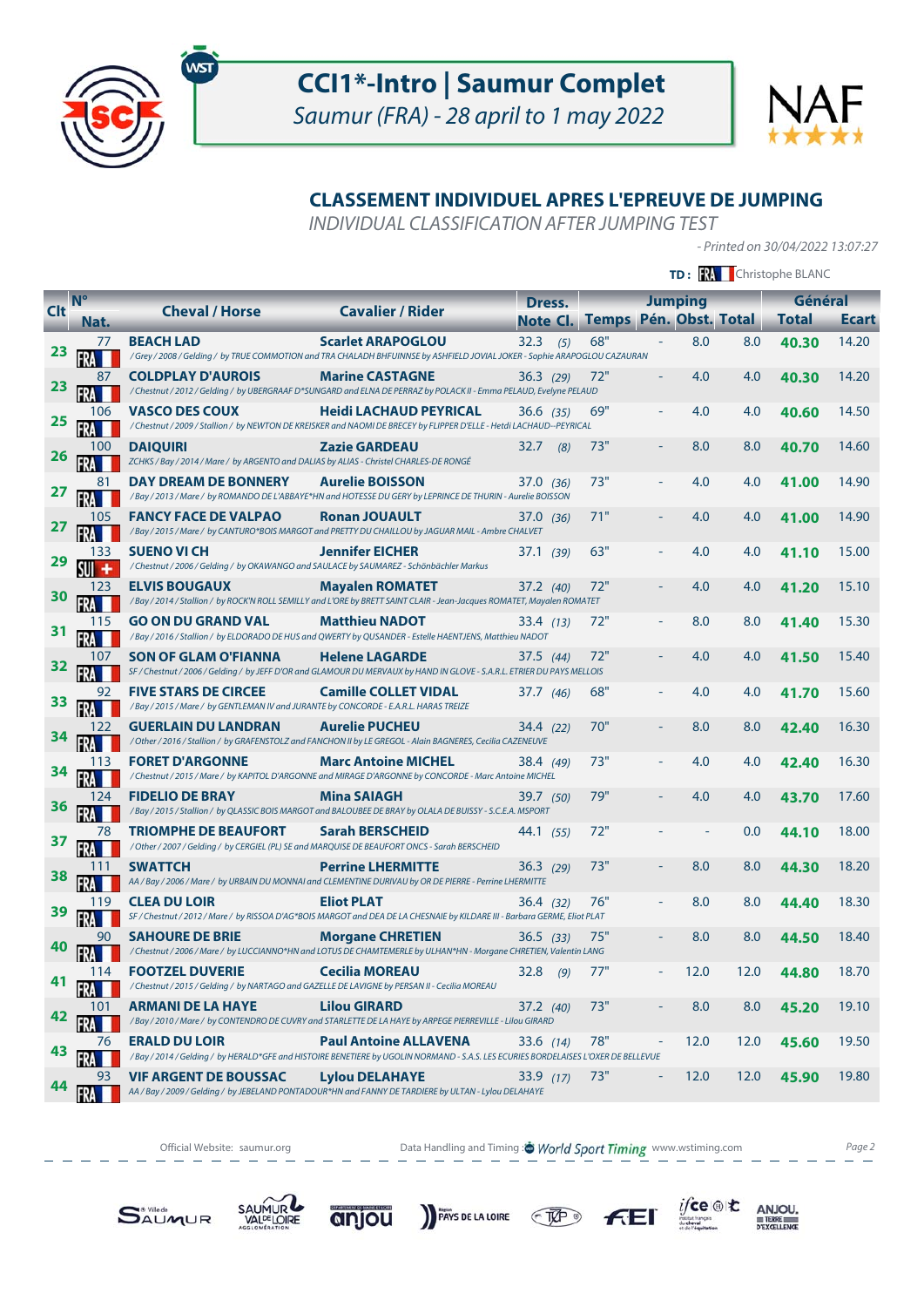# CCI1*-Intro | Saumur Complet

*Saumur (FRA) - 28 april to 1 may 2022*

## CLASSEMENT INDIVIDUEL APRES L'EPREUVE DE JUMPING

*INDIVIDUAL CLASSIFICATION AFTER JUMPING TEST*

*- Printed on 30/04/2022 13:07:27*

**TD :** FRA Christophe BLANC

| Clt | N° Nat. | Cheval / Horse | Cavalier / Rider | Dress. Note | Dress. Cl. | Jumping Temps | Jumping Pén. | Jumping Obst. | Jumping Total | Général Total | Général Ecart |
|---|---|---|---|---|---|---|---|---|---|---|---|
| 23 | 77 FRA | **BEACH LAD**<br>*/ Grey / 2008 / Gelding / by TRUE COMMOTION and TRA CHALADH BHFUINNSE by ASHFIELD JOVIAL JOKER - Sophie ARAPOGLOU CAZAURAN* | **Scarlet ARAPOGLOU** | 32.3 | (5) | 68" | - | 8.0 | 8.0 | **40.30** | 14.20 |
| 23 | 87 FRA | **COLDPLAY D'AUROIS**<br>*/ Chestnut / 2012 / Gelding / by UBERGRAAF D*SUNGARD and ELNA DE PERRAZ by POLACK II - Emma PELAUD, Evelyne PELAUD* | **Marine CASTAGNE** | 36.3 | (29) | 72" | - | 4.0 | 4.0 | **40.30** | 14.20 |
| 25 | 106 FRA | **VASCO DES COUX**<br>*/ Chestnut / 2009 / Stallion / by NEWTON DE KREISKER and NAOMI DE BRECEY by FLIPPER D'ELLE - Hetdi LACHAUD--PEYRICAL* | **Heidi LACHAUD PEYRICAL** | 36.6 | (35) | 69" | - | 4.0 | 4.0 | **40.60** | 14.50 |
| 26 | 100 FRA | **DAIQUIRI**<br>*ZCHKS / Bay / 2014 / Mare / by ARGENTO and DALIAS by ALIAS - Christel CHARLES-DE RONGÉ* | **Zazie GARDEAU** | 32.7 | (8) | 73" | - | 8.0 | 8.0 | **40.70** | 14.60 |
| 27 | 81 FRA | **DAY DREAM DE BONNERY**<br>*/ Bay / 2013 / Mare / by ROMANDO DE L'ABBAYE*HN and HOTESSE DU GERY by LEPRINCE DE THURIN - Aurelie BOISSON* | **Aurelie BOISSON** | 37.0 | (36) | 73" | - | 4.0 | 4.0 | **41.00** | 14.90 |
| 27 | 105 FRA | **FANCY FACE DE VALPAO**<br>*/ Bay / 2015 / Mare / by CANTURO*BOIS MARGOT and PRETTY DU CHAILLOU by JAGUAR MAIL - Ambre CHALVET* | **Ronan JOUAULT** | 37.0 | (36) | 71" | - | 4.0 | 4.0 | **41.00** | 14.90 |
| 29 | 133 SUI | **SUENO VI CH**<br>*/ Chestnut / 2006 / Gelding / by OKAWANGO and SAULACE by SAUMAREZ - Schönbächler Markus* | **Jennifer EICHER** | 37.1 | (39) | 63" | - | 4.0 | 4.0 | **41.10** | 15.00 |
| 30 | 123 FRA | **ELVIS BOUGAUX**<br>*/ Bay / 2014 / Stallion / by ROCK'N ROLL SEMILLY and L'ORE by BRETT SAINT CLAIR - Jean-Jacques ROMATET, Mayalen ROMATET* | **Mayalen ROMATET** | 37.2 | (40) | 72" | - | 4.0 | 4.0 | **41.20** | 15.10 |
| 31 | 115 FRA | **GO ON DU GRAND VAL**<br>*/ Bay / 2016 / Stallion / by ELDORADO DE HUS and QWERTY by QUSANDER - Estelle HAENTJENS, Matthieu NADOT* | **Matthieu NADOT** | 33.4 | (13) | 72" | - | 8.0 | 8.0 | **41.40** | 15.30 |
| 32 | 107 FRA | **SON OF GLAM O'FIANNA**<br>*SF / Chestnut / 2006 / Gelding / by JEFF D'OR and GLAMOUR DU MERVAUX by HAND IN GLOVE - S.A.R.L. ETRIER DU PAYS MELLOIS* | **Helene LAGARDE** | 37.5 | (44) | 72" | - | 4.0 | 4.0 | **41.50** | 15.40 |
| 33 | 92 FRA | **FIVE STARS DE CIRCEE**<br>*/ Bay / 2015 / Mare / by GENTLEMAN IV and JURANTE by CONCORDE - E.A.R.L. HARAS TREIZE* | **Camille COLLET VIDAL** | 37.7 | (46) | 68" | - | 4.0 | 4.0 | **41.70** | 15.60 |
| 34 | 122 FRA | **GUERLAIN DU LANDRAN**<br>*/ Other / 2016 / Stallion / by GRAFENSTOLZ and FANCHON II by LE GREGOL - Alain BAGNERES, Cecilia CAZENEUVE* | **Aurelie PUCHEU** | 34.4 | (22) | 70" | - | 8.0 | 8.0 | **42.40** | 16.30 |
| 34 | 113 FRA | **FORET D'ARGONNE**<br>*/ Chestnut / 2015 / Mare / by KAPITOL D'ARGONNE and MIRAGE D'ARGONNE by CONCORDE - Marc Antoine MICHEL* | **Marc Antoine MICHEL** | 38.4 | (49) | 73" | - | 4.0 | 4.0 | **42.40** | 16.30 |
| 36 | 124 FRA | **FIDELIO DE BRAY**<br>*/ Bay / 2015 / Stallion / by QLASSIC BOIS MARGOT and BALOUBEE DE BRAY by OLALA DE BUISSY - S.C.E.A. MSPORT* | **Mina SAIAGH** | 39.7 | (50) | 79" | - | 4.0 | 4.0 | **43.70** | 17.60 |
| 37 | 78 FRA | **TRIOMPHE DE BEAUFORT**<br>*/ Other / 2007 / Gelding / by CERGIEL (PL) SE and MARQUISE DE BEAUFORT ONCS - Sarah BERSCHEID* | **Sarah BERSCHEID** | 44.1 | (55) | 72" | - | - | 0.0 | **44.10** | 18.00 |
| 38 | 111 FRA | **SWATTCH**<br>*AA / Bay / 2006 / Mare / by URBAIN DU MONNAI and CLEMENTINE DURIVAU by OR DE PIERRE - Perrine LHERMITTE* | **Perrine LHERMITTE** | 36.3 | (29) | 73" | - | 8.0 | 8.0 | **44.30** | 18.20 |
| 39 | 119 FRA | **CLEA DU LOIR**<br>*SF / Chestnut / 2012 / Mare / by RISSOA D'AG*BOIS MARGOT and DEA DE LA CHESNAIE by KILDARE III - Barbara GERME, Eliot PLAT* | **Eliot PLAT** | 36.4 | (32) | 76" | - | 8.0 | 8.0 | **44.40** | 18.30 |
| 40 | 90 FRA | **SAHOURE DE BRIE**<br>*/ Chestnut / 2006 / Mare / by LUCCIANNO*HN and LOTUS DE CHAMTEMERLE by ULHAN*HN - Morgane CHRETIEN, Valentin LANG* | **Morgane CHRETIEN** | 36.5 | (33) | 75" | - | 8.0 | 8.0 | **44.50** | 18.40 |
| 41 | 114 FRA | **FOOTZEL DUVERIE**<br>*/ Chestnut / 2015 / Gelding / by NARTAGO and GAZELLE DE LAVIGNE by PERSAN II - Cecilia MOREAU* | **Cecilia MOREAU** | 32.8 | (9) | 77" | - | 12.0 | 12.0 | **44.80** | 18.70 |
| 42 | 101 FRA | **ARMANI DE LA HAYE**<br>*/ Bay / 2010 / Mare / by CONTENDRO DE CUVRY and STARLETTE DE LA HAYE by ARPEGE PIERREVILLE - Lilou GIRARD* | **Lilou GIRARD** | 37.2 | (40) | 73" | - | 8.0 | 8.0 | **45.20** | 19.10 |
| 43 | 76 FRA | **ERALD DU LOIR**<br>*/ Bay / 2014 / Gelding / by HERALD*GFE and HISTOIRE BENETIERE by UGOLIN NORMAND - S.A.S. LES ECURIES BORDELAISES L'OXER DE BELLEVUE* | **Paul Antoine ALLAVENA** | 33.6 | (14) | 78" | - | 12.0 | 12.0 | **45.60** | 19.50 |
| 44 | 93 FRA | **VIF ARGENT DE BOUSSAC**<br>*AA / Bay / 2009 / Gelding / by JEBELAND PONTADOUR*HN and FANNY DE TARDIERE by ULTAN - Lylou DELAHAYE* | **Lylou DELAHAYE** | 33.9 | (17) | 73" | - | 12.0 | 12.0 | **45.90** | 19.80 |

Official Website: saumur.org — Data Handling and Timing: World Sport Timing www.wstiming.com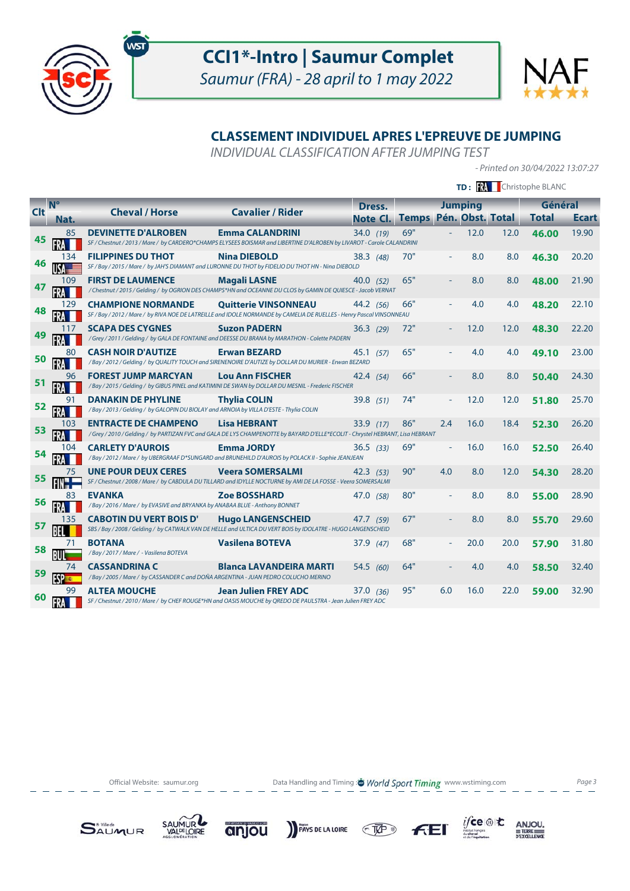# CCI1*-Intro | Saumur Complet

*Saumur (FRA) - 28 april to 1 may 2022*

## CLASSEMENT INDIVIDUEL APRES L'EPREUVE DE JUMPING

*INDIVIDUAL CLASSIFICATION AFTER JUMPING TEST*

*- Printed on 30/04/2022 13:07:27*

**TD :** FRA Christophe BLANC

| Clt | N° Nat. | Cheval / Horse | Cavalier / Rider | Dress. Note | Cl. | Jumping Temps | Pén. | Obst. | Total | Général Total | Ecart |
|---|---|---|---|---|---|---|---|---|---|---|---|
| 45 | 85 FRA | **DEVINETTE D'ALROBEN** SF / Chestnut / 2013 / Mare / by CARDERO*CHAMPS ELYSEES BOISMAR and LIBERTINE D'ALROBEN by LIVAROT - Carole CALANDRINI | **Emma CALANDRINI** | 34.0 | (19) | 69" | - | 12.0 | 12.0 | **46.00** | 19.90 |
| 46 | 134 USA | **FILIPPINES DU THOT** SF / Bay / 2015 / Mare / by JAH'S DIAMANT and LURONNE DU THOT by FIDELIO DU THOT HN - Nina DIEBOLD | **Nina DIEBOLD** | 38.3 | (48) | 70" | - | 8.0 | 8.0 | **46.30** | 20.20 |
| 47 | 109 FRA | **FIRST DE LAUMENCE** / Chestnut / 2015 / Gelding / by OGRION DES CHAMPS*HN and OCEANNE DU CLOS by GAMIN DE QUIESCE - Jacob VERNAT | **Magali LASNE** | 40.0 | (52) | 65" | - | 8.0 | 8.0 | **48.00** | 21.90 |
| 48 | 129 FRA | **CHAMPIONE NORMANDE** SF / Bay / 2012 / Mare / by RIVA NOE DE LATREILLE and IDOLE NORMANDE by CAMELIA DE RUELLES - Henry Pascal VINSONNEAU | **Quitterie VINSONNEAU** | 44.2 | (56) | 66" | - | 4.0 | 4.0 | **48.20** | 22.10 |
| 49 | 117 FRA | **SCAPA DES CYGNES** / Grey / 2011 / Gelding / by GALA DE FONTAINE and DEESSE DU BRANA by MARATHON - Colette PADERN | **Suzon PADERN** | 36.3 | (29) | 72" | - | 12.0 | 12.0 | **48.30** | 22.20 |
| 50 | 80 FRA | **CASH NOIR D'AUTIZE** / Bay / 2012 / Gelding / by QUALITY TOUCH and SIRENENOIRE D'AUTIZE by DOLLAR DU MURIER - Erwan BEZARD | **Erwan BEZARD** | 45.1 | (57) | 65" | - | 4.0 | 4.0 | **49.10** | 23.00 |
| 51 | 96 FRA | **FOREST JUMP MARCYAN** / Bay / 2015 / Gelding / by GIBUS PINEL and KATIMINI DE SWAN by DOLLAR DU MESNIL - Frederic FISCHER | **Lou Ann FISCHER** | 42.4 | (54) | 66" | - | 8.0 | 8.0 | **50.40** | 24.30 |
| 52 | 91 FRA | **DANAKIN DE PHYLINE** / Bay / 2013 / Gelding / by GALOPIN DU BIOLAY and ARNOIA by VILLA D'ESTE - Thylia COLIN | **Thylia COLIN** | 39.8 | (51) | 74" | - | 12.0 | 12.0 | **51.80** | 25.70 |
| 53 | 103 FRA | **ENTRACTE DE CHAMPENO** / Grey / 2010 / Gelding / by PARTIZAN FVC and GALA DE LYS CHAMPENOTTE by BAYARD D'ELLE*ECOLIT - Chrystel HEBRANT, Lisa HEBRANT | **Lisa HEBRANT** | 33.9 | (17) | 86" | 2.4 | 16.0 | 18.4 | **52.30** | 26.20 |
| 54 | 104 FRA | **CARLETY D'AUROIS** / Bay / 2012 / Mare / by UBERGRAAF D*SUNGARD and BRUNEHILD D'AUROIS by POLACK II - Sophie JEANJEAN | **Emma JORDY** | 36.5 | (33) | 69" | - | 16.0 | 16.0 | **52.50** | 26.40 |
| 55 | 75 FIN | **UNE POUR DEUX CERES** SF / Chestnut / 2008 / Mare / by CABDULA DU TILLARD and IDYLLE NOCTURNE by AMI DE LA FOSSE - Veera SOMERSALMI | **Veera SOMERSALMI** | 42.3 | (53) | 90" | 4.0 | 8.0 | 12.0 | **54.30** | 28.20 |
| 56 | 83 FRA | **EVANKA** / Bay / 2016 / Mare / by EVASIVE and BRYANKA by ANABAA BLUE - Anthony BONNET | **Zoe BOSSHARD** | 47.0 | (58) | 80" | - | 8.0 | 8.0 | **55.00** | 28.90 |
| 57 | 135 BEL | **CABOTIN DU VERT BOIS D'** SBS / Bay / 2008 / Gelding / by CATWALK VAN DE HELLE and ULTICA DU VERT BOIS by IDOLATRE - HUGO LANGENSCHEID | **Hugo LANGENSCHEID** | 47.7 | (59) | 67" | - | 8.0 | 8.0 | **55.70** | 29.60 |
| 58 | 71 BUL | **BOTANA** / Bay / 2017 / Mare / - Vasilena BOTEVA | **Vasilena BOTEVA** | 37.9 | (47) | 68" | - | 20.0 | 20.0 | **57.90** | 31.80 |
| 59 | 74 ESP | **CASSANDRINA C** / Bay / 2005 / Mare / by CASSANDER C and DOÑA ARGENTINA - JUAN PEDRO COLUCHO MERINO | **Blanca LAVANDEIRA MARTI** | 54.5 | (60) | 64" | - | 4.0 | 4.0 | **58.50** | 32.40 |
| 60 | 99 FRA | **ALTEA MOUCHE** SF / Chestnut / 2010 / Mare / by CHEF ROUGE*HN and OASIS MOUCHE by QREDO DE PAULSTRA - Jean Julien FREY ADC | **Jean Julien FREY ADC** | 37.0 | (36) | 95" | 6.0 | 16.0 | 22.0 | **59.00** | 32.90 |

Official Website: saumur.org — Data Handling and Timing: World Sport Timing www.wstiming.com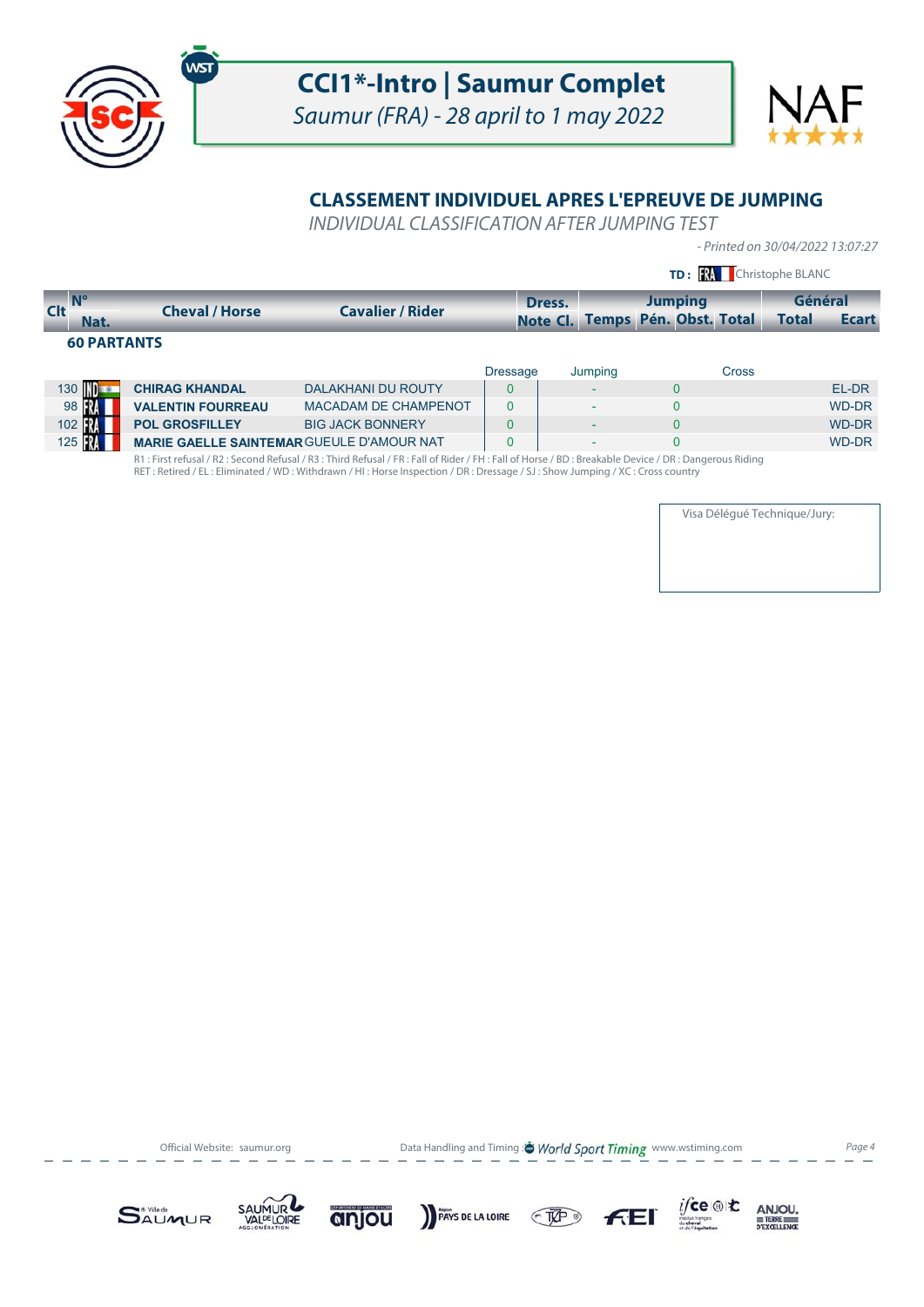# CCI1*-Intro | Saumur Complet

*Saumur (FRA) - 28 april to 1 may 2022*

## CLASSEMENT INDIVIDUEL APRES L'EPREUVE DE JUMPING

*INDIVIDUAL CLASSIFICATION AFTER JUMPING TEST*

*- Printed on 30/04/2022 13:07:27*

**TD :** FRA Christophe BLANC

| Clt | N° Nat. | Cheval / Horse | Cavalier / Rider | Dress. Note Cl. | Jumping Temps | Jumping Pén. Obst. | Jumping Total | Général Total | Général Ecart |
|---|---|---|---|---|---|---|---|---|---|
| **60 PARTANTS** | | | | | | | | | |
| | | | | Dressage | Jumping | | Cross | | |
| | 130 IND | CHIRAG KHANDAL | DALAKHANI DU ROUTY | 0 | - | 0 | | | EL-DR |
| | 98 FRA | VALENTIN FOURREAU | MACADAM DE CHAMPENOT | 0 | - | 0 | | | WD-DR |
| | 102 FRA | POL GROSFILLEY | BIG JACK BONNERY | 0 | - | 0 | | | WD-DR |
| | 125 FRA | MARIE GAELLE SAINTEMAR | GUEULE D'AMOUR NAT | 0 | - | 0 | | | WD-DR |

R1 : First refusal / R2 : Second Refusal / R3 : Third Refusal / FR : Fall of Rider / FH : Fall of Horse / BD : Breakable Device / DR : Dangerous Riding
RET : Retired / EL : Eliminated / WD : Withdrawn / HI : Horse Inspection / DR : Dressage / SJ : Show Jumping / XC : Cross country

Visa Délégué Technique/Jury:

Official Website: saumur.org — Data Handling and Timing : World Sport Timing www.wstiming.com